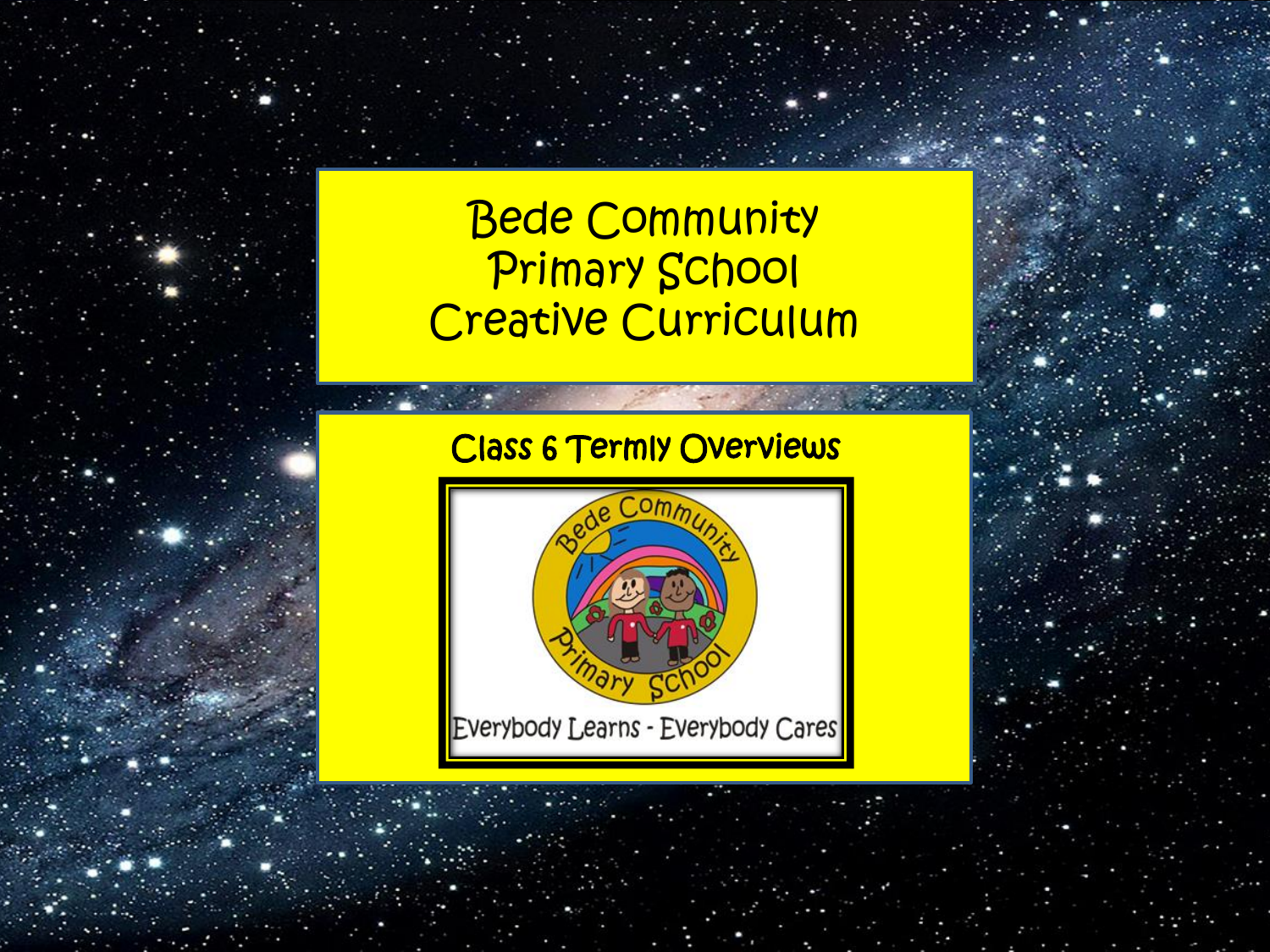# Bede Community Primary School Creative Curriculum

## Class 6 Termly Overviews

Bede Community Primary School

Everybody Learns - Everybody Cares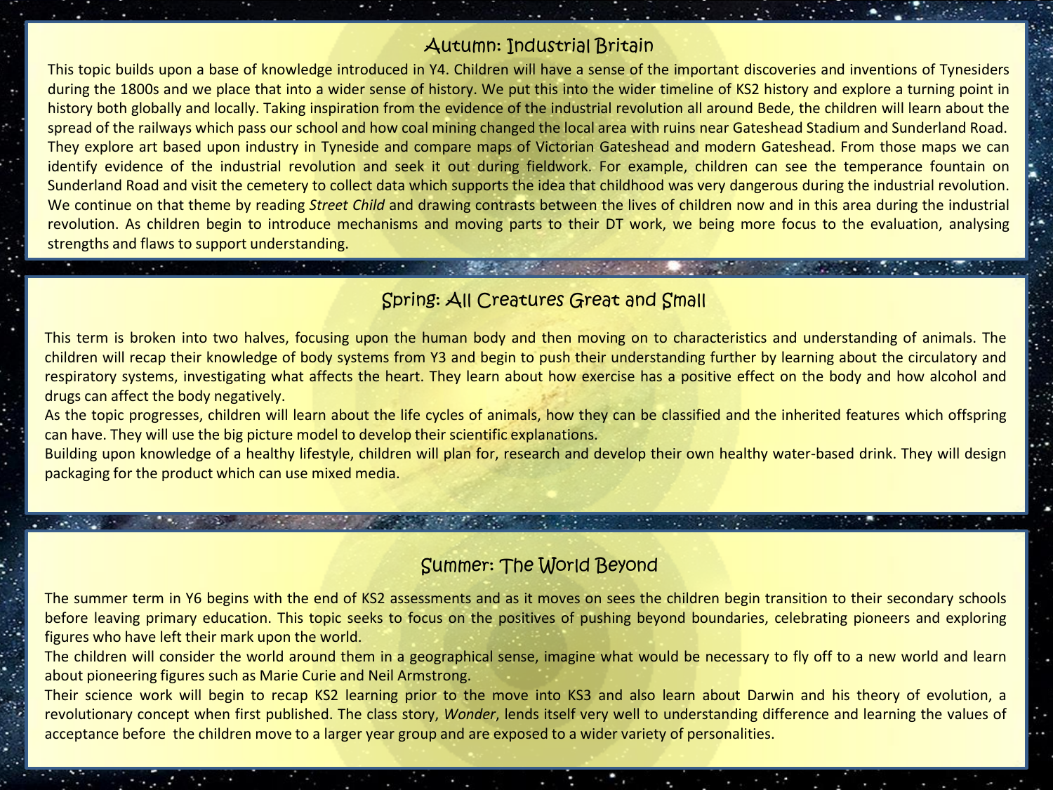## Autumn: Industrial Britain

This topic builds upon a base of knowledge introduced in Y4. Children will have a sense of the important discoveries and inventions of Tynesiders during the 1800s and we place that into a wider sense of history. We put this into the wider timeline of KS2 history and explore a turning point in history both globally and locally. Taking inspiration from the evidence of the industrial revolution all around Bede, the children will learn about the spread of the railways which pass our school and how coal mining changed the local area with ruins near Gateshead Stadium and Sunderland Road. They explore art based upon industry in Tyneside and compare maps of Victorian Gateshead and modern Gateshead. From those maps we can identify evidence of the industrial revolution and seek it out during fieldwork. For example, children can see the temperance fountain on Sunderland Road and visit the cemetery to collect data which supports the idea that childhood was very dangerous during the industrial revolution. We continue on that theme by reading *Street Child* and drawing contrasts between the lives of children now and in this area during the industrial revolution. As children begin to introduce mechanisms and moving parts to their DT work, we being more focus to the evaluation, analysing strengths and flaws to support understanding.

## Spring: All Creatures Great and Small

This term is broken into two halves, focusing upon the human body and then moving on to characteristics and understanding of animals. The children will recap their knowledge of body systems from Y3 and begin to push their understanding further by learning about the circulatory and respiratory systems, investigating what affects the heart. They learn about how exercise has a positive effect on the body and how alcohol and drugs can affect the body negatively.

As the topic progresses, children will learn about the life cycles of animals, how they can be classified and the inherited features which offspring can have. They will use the big picture model to develop their scientific explanations.

Building upon knowledge of a healthy lifestyle, children will plan for, research and develop their own healthy water-based drink. They will design packaging for the product which can use mixed media.

## Summer: The World Beyond

The summer term in Y6 begins with the end of KS2 assessments and as it moves on sees the children begin transition to their secondary schools before leaving primary education. This topic seeks to focus on the positives of pushing beyond boundaries, celebrating pioneers and exploring figures who have left their mark upon the world.

The children will consider the world around them in a geographical sense, imagine what would be necessary to fly off to a new world and learn about pioneering figures such as Marie Curie and Neil Armstrong.

Their science work will begin to recap KS2 learning prior to the move into KS3 and also learn about Darwin and his theory of evolution, a revolutionary concept when first published. The class story, *Wonder*, lends itself very well to understanding difference and learning the values of acceptance before the children move to a larger year group and are exposed to a wider variety of personalities.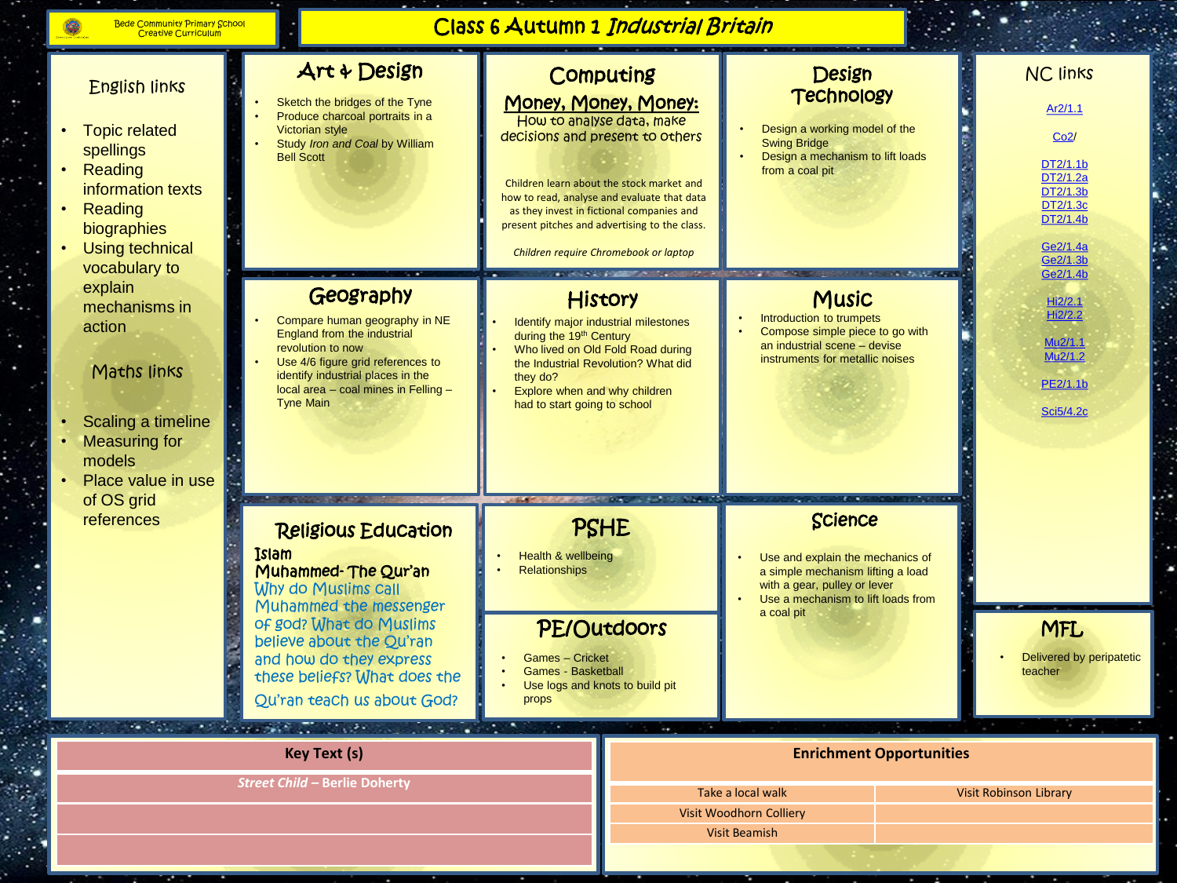Bede Community Primary School
Creative Curriculum

# Class 6 Autumn 1 *Industrial Britain*

## English links

- Topic related spellings
- Reading information texts
- Reading biographies
- Using technical vocabulary to explain mechanisms in action

## Maths links

- Scaling a timeline
- Measuring for models
- Place value in use of OS grid references

## Art & Design

- Sketch the bridges of the Tyne
- Produce charcoal portraits in a Victorian style
- Study *Iron and Coal* by William Bell Scott

## Computing

**Money, Money, Money:**

How to analyse data, make decisions and present to others

Children learn about the stock market and how to read, analyse and evaluate that data as they invest in fictional companies and present pitches and advertising to the class.

*Children require Chromebook or laptop*

## Design Technology

- Design a working model of the Swing Bridge
- Design a mechanism to lift loads from a coal pit

## NC links

Ar2/1.1

Co2/

DT2/1.1b
DT2/1.2a
DT2/1.3b
DT2/1.3c
DT2/1.4b

Ge2/1.4a
Ge2/1.3b
Ge2/1.4b

Hi2/2.1
Hi2/2.2

Mu2/1.1
Mu2/1.2

PE2/1.1b

Sci5/4.2c

## Geography

- Compare human geography in NE England from the industrial revolution to now
- Use 4/6 figure grid references to identify industrial places in the local area – coal mines in Felling – Tyne Main

## History

- Identify major industrial milestones during the 19th Century
- Who lived on Old Fold Road during the Industrial Revolution? What did they do?
- Explore when and why children had to start going to school

## Music

- Introduction to trumpets
- Compose simple piece to go with an industrial scene – devise instruments for metallic noises

## Religious Education

Islam

Muhammed- The Qur'an

Why do Muslims call Muhammed the messenger of god? What do Muslims believe about the Qu'ran and how do they express these beliefs? What does the Qu'ran teach us about God?

## PSHE

- Health & wellbeing
- Relationships

## PE/Outdoors

- Games – Cricket
- Games - Basketball
- Use logs and knots to build pit props

## Science

- Use and explain the mechanics of a simple mechanism lifting a load with a gear, pulley or lever
- Use a mechanism to lift loads from a coal pit

## MFL

- Delivered by peripatetic teacher

| Key Text (s) |
| --- |
| ***Street Child*** **– Berlie Doherty** |
| |
| |

| Enrichment Opportunities | |
| --- | --- |
| Take a local walk | Visit Robinson Library |
| Visit Woodhorn Colliery | |
| Visit Beamish | |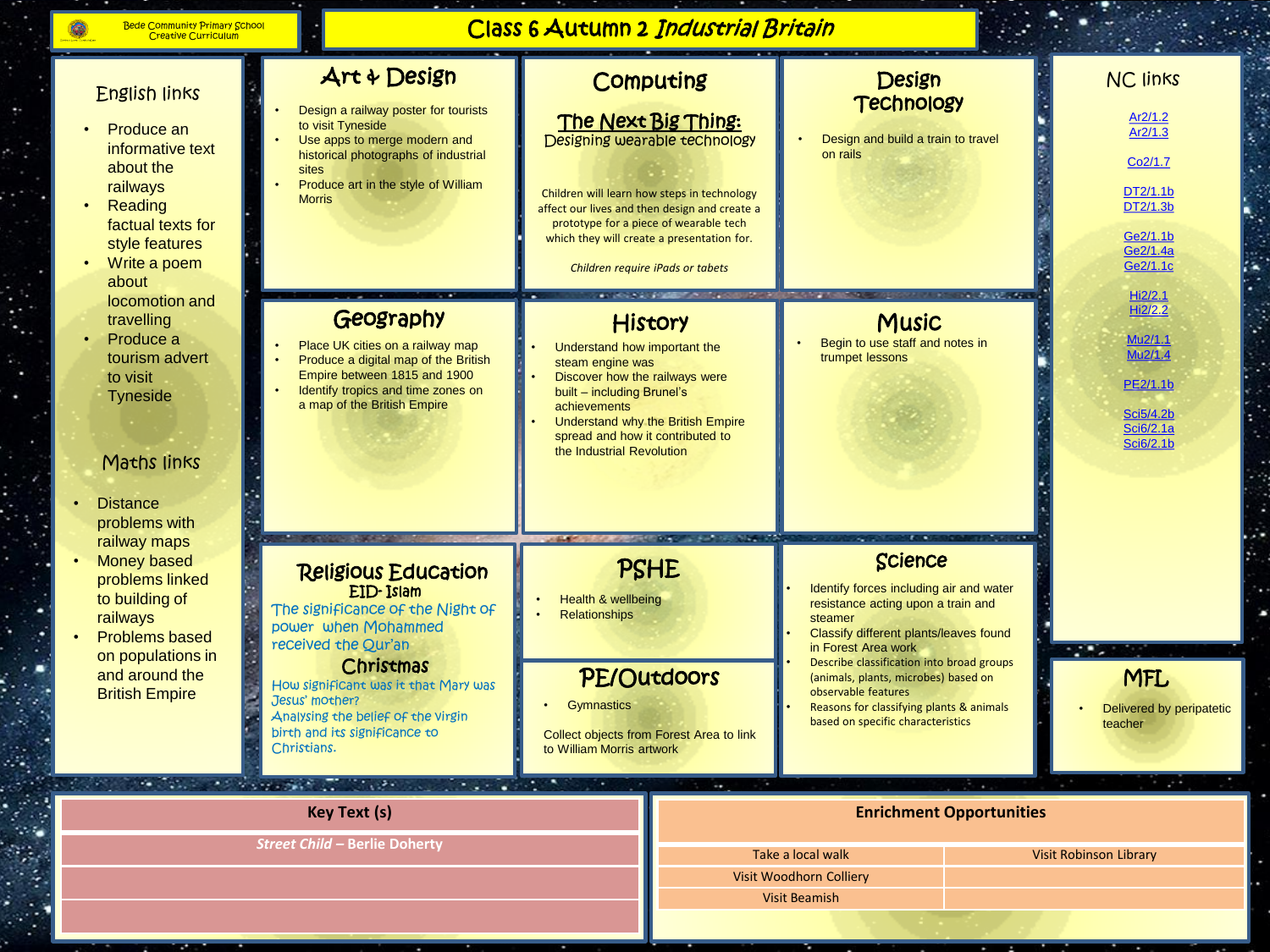Bede Community Primary School
Creative Curriculum

# Class 6 Autumn 2 *Industrial Britain*

## English links

- Produce an informative text about the railways
- Reading factual texts for style features
- Write a poem about locomotion and travelling
- Produce a tourism advert to visit Tyneside

## Maths links

- Distance problems with railway maps
- Money based problems linked to building of railways
- Problems based on populations in and around the British Empire

## Art & Design

- Design a railway poster for tourists to visit Tyneside
- Use apps to merge modern and historical photographs of industrial sites
- Produce art in the style of William Morris

## Computing

### The Next Big Thing:

Designing wearable technology

Children will learn how steps in technology affect our lives and then design and create a prototype for a piece of wearable tech which they will create a presentation for.

*Children require iPads or tabets*

## Design Technology

- Design and build a train to travel on rails

## Geography

- Place UK cities on a railway map
- Produce a digital map of the British Empire between 1815 and 1900
- Identify tropics and time zones on a map of the British Empire

## History

- Understand how important the steam engine was
- Discover how the railways were built – including Brunel's achievements
- Understand why the British Empire spread and how it contributed to the Industrial Revolution

## Music

- Begin to use staff and notes in trumpet lessons

## Religious Education

### EID- Islam

The significance of the Night of power when Mohammed received the Qur'an

### Christmas

How significant was it that Mary was Jesus' mother?
Analysing the belief of the virgin birth and its significance to Christians.

## PSHE

- Health & wellbeing
- Relationships

## PE/Outdoors

- Gymnastics

Collect objects from Forest Area to link to William Morris artwork

## Science

- Identify forces including air and water resistance acting upon a train and steamer
- Classify different plants/leaves found in Forest Area work
- Describe classification into broad groups (animals, plants, microbes) based on observable features
- Reasons for classifying plants & animals based on specific characteristics

## NC links

Ar2/1.2
Ar2/1.3

Co2/1.7

DT2/1.1b
DT2/1.3b

Ge2/1.1b
Ge2/1.4a
Ge2/1.1c

Hi2/2.1
Hi2/2.2

Mu2/1.1
Mu2/1.4

PE2/1.1b

Sci5/4.2b
Sci6/2.1a
Sci6/2.1b

## MFL

- Delivered by peripatetic teacher

| Key Text (s) |
| --- |
| ***Street Child* – Berlie Doherty** |
| |
| |

| Enrichment Opportunities | |
| --- | --- |
| Take a local walk | Visit Robinson Library |
| Visit Woodhorn Colliery | |
| Visit Beamish | |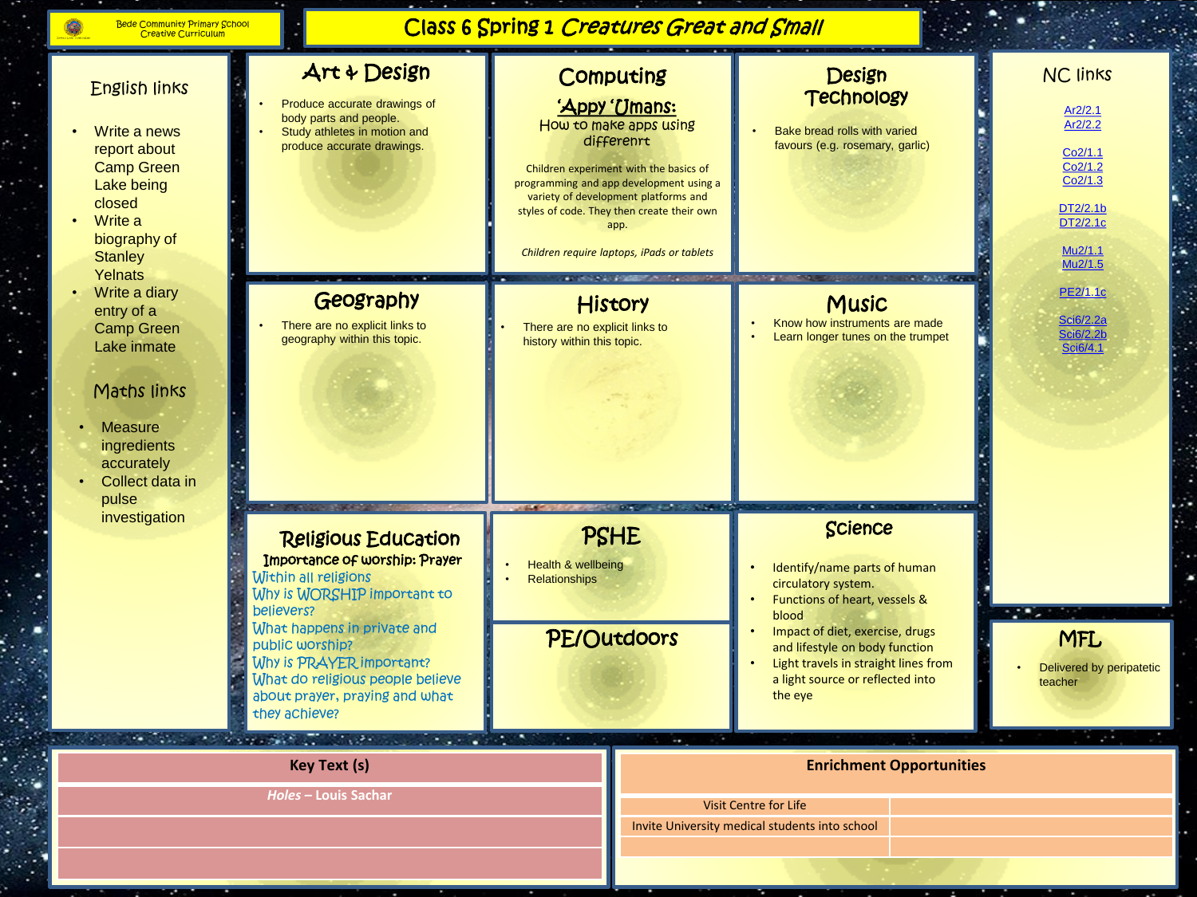Bede Community Primary School
Creative Curriculum

# Class 6 Spring 1 *Creatures Great and Small*

## English links

- Write a news report about Camp Green Lake being closed
- Write a biography of Stanley Yelnats
- Write a diary entry of a Camp Green Lake inmate

## Maths links

- Measure ingredients accurately
- Collect data in pulse investigation

## Art & Design

- Produce accurate drawings of body parts and people.
- Study athletes in motion and produce accurate drawings.

## Computing

### 'Appy 'Umans:

How to make apps using differenrt

Children experiment with the basics of programming and app development using a variety of development platforms and styles of code. They then create their own app.

*Children require laptops, iPads or tablets*

## Design Technology

- Bake bread rolls with varied favours (e.g. rosemary, garlic)

## NC links

Ar2/2.1
Ar2/2.2

Co2/1.1
Co2/1.2
Co2/1.3

DT2/2.1b
DT2/2.1c

Mu2/1.1
Mu2/1.5

PE2/1.1c

Sci6/2.2a
Sci6/2.2b
Sci6/4.1

## Geography

- There are no explicit links to geography within this topic.

## History

- There are no explicit links to history within this topic.

## Music

- Know how instruments are made
- Learn longer tunes on the trumpet

## Religious Education

Importance of worship: Prayer

Within all religions
Why is WORSHIP important to believers?
What happens in private and public worship?
Why is PRAYER important?
What do religious people believe about prayer, praying and what they achieve?

## PSHE

- Health & wellbeing
- Relationships

## PE/Outdoors

## Science

- Identify/name parts of human circulatory system.
- Functions of heart, vessels & blood
- Impact of diet, exercise, drugs and lifestyle on body function
- Light travels in straight lines from a light source or reflected into the eye

## MFL

- Delivered by peripatetic teacher

| Key Text (s) |
|---|
| ***Holes* – Louis Sachar** |
| |
| |

| Enrichment Opportunities | |
|---|---|
| Visit Centre for Life | |
| Invite University medical students into school | |
| | |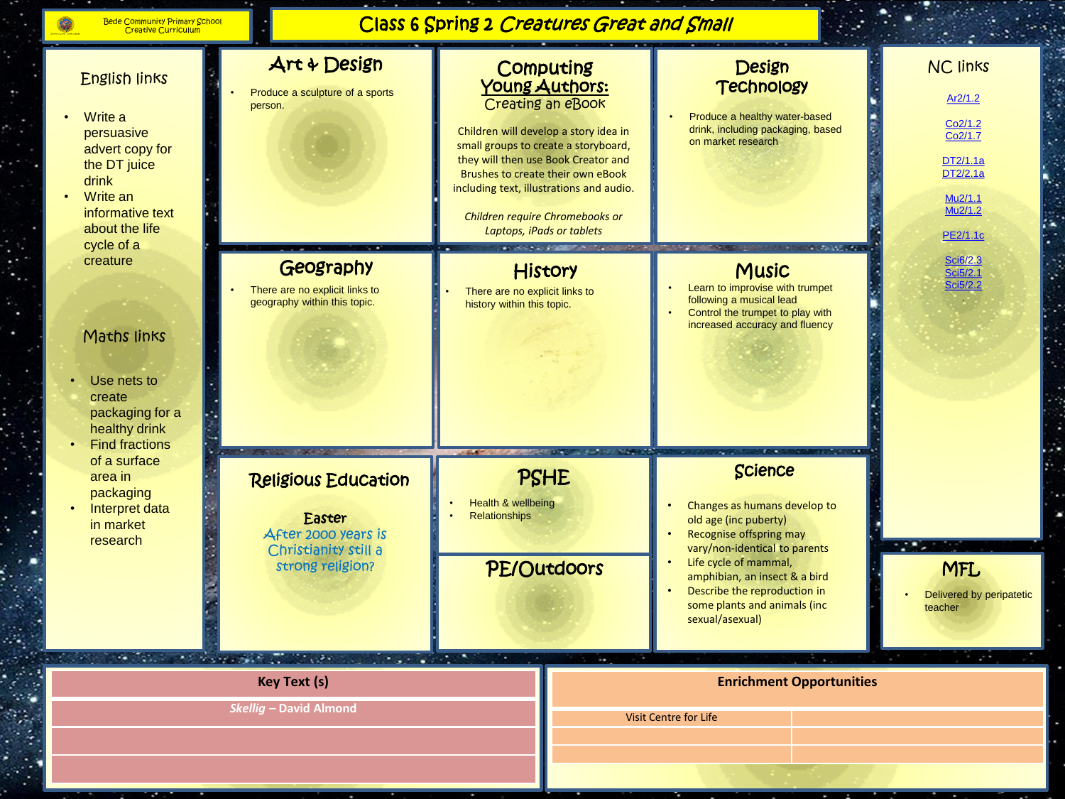Bede Community Primary School
Creative Curriculum

# Class 6 Spring 2 *Creatures Great and Small*

## English links

- Write a persuasive advert copy for the DT juice drink
- Write an informative text about the life cycle of a creature

## Maths links

- Use nets to create packaging for a healthy drink
- Find fractions of a surface area in packaging
- Interpret data in market research

## Art & Design

- Produce a sculpture of a sports person.

## Computing
## Young Authors:
### Creating an eBook

Children will develop a story idea in small groups to create a storyboard, they will then use Book Creator and Brushes to create their own eBook including text, illustrations and audio.

*Children require Chromebooks or Laptops, iPads or tablets*

## Design Technology

- Produce a healthy water-based drink, including packaging, based on market research

## NC links

Ar2/1.2

Co2/1.2
Co2/1.7

DT2/1.1a
DT2/2.1a

Mu2/1.1
Mu2/1.2

PE2/1.1c

Sci6/2.3
Sci5/2.1
Sci5/2.2

## Geography

- There are no explicit links to geography within this topic.

## History

- There are no explicit links to history within this topic.

## Music

- Learn to improvise with trumpet following a musical lead
- Control the trumpet to play with increased accuracy and fluency

## Religious Education

### Easter
After 2000 years is Christianity still a strong religion?

## PSHE

- Health & wellbeing
- Relationships

## PE/Outdoors

## Science

- Changes as humans develop to old age (inc puberty)
- Recognise offspring may vary/non-identical to parents
- Life cycle of mammal, amphibian, an insect & a bird
- Describe the reproduction in some plants and animals (inc sexual/asexual)

## MFL

- Delivered by peripatetic teacher

| Key Text (s) |
|---|
| ***Skellig* – David Almond** |
| |
| |

| Enrichment Opportunities | |
|---|---|
| Visit Centre for Life | |
| | |
| | |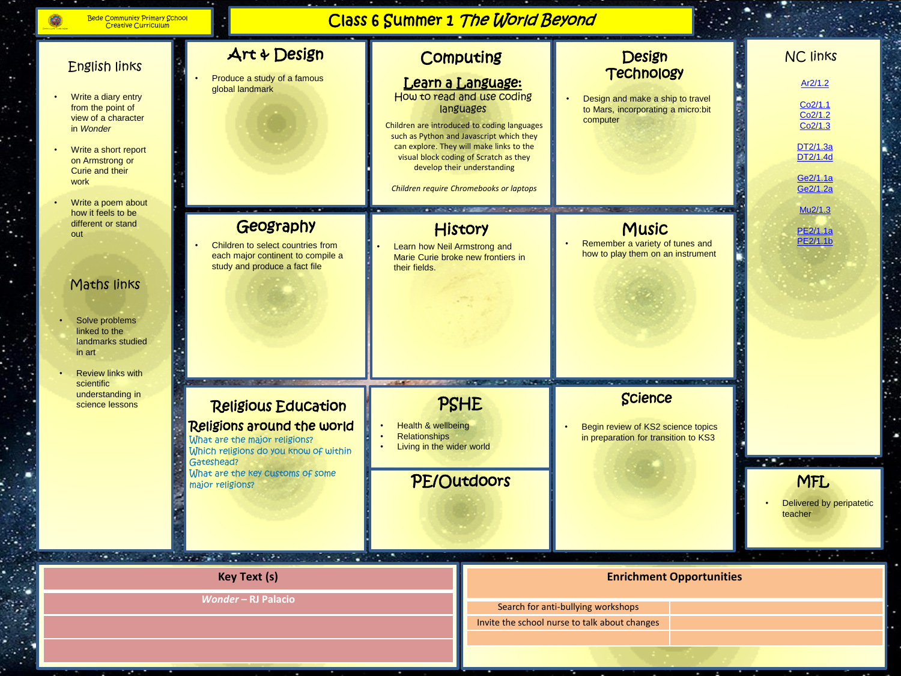Bede Community Primary School
Creative Curriculum

# Class 6 Summer 1 *The World Beyond*

## English links

- Write a diary entry from the point of view of a character in *Wonder*
- Write a short report on Armstrong or Curie and their work
- Write a poem about how it feels to be different or stand out

## Maths links

- Solve problems linked to the landmarks studied in art
- Review links with scientific understanding in science lessons

## Art & Design

- Produce a study of a famous global landmark

## Computing

### Learn a Language:

How to read and use coding languages

Children are introduced to coding languages such as Python and Javascript which they can explore. They will make links to the visual block coding of Scratch as they develop their understanding

*Children require Chromebooks or laptops*

## Design Technology

- Design and make a ship to travel to Mars, incorporating a micro:bit computer

## NC links

Ar2/1.2

Co2/1.1
Co2/1.2
Co2/1.3

DT2/1.3a
DT2/1.4d

Ge2/1.1a
Ge2/1.2a

Mu2/1.3

PE2/1.1a
PE2/1.1b

## Geography

- Children to select countries from each major continent to compile a study and produce a fact file

## History

- Learn how Neil Armstrong and Marie Curie broke new frontiers in their fields.

## Music

- Remember a variety of tunes and how to play them on an instrument

## Religious Education

### Religions around the world

What are the major religions?
Which religions do you know of within Gateshead?
What are the key customs of some major religions?

## PSHE

- Health & wellbeing
- Relationships
- Living in the wider world

## PE/Outdoors

## Science

- Begin review of KS2 science topics in preparation for transition to KS3

## MFL

- Delivered by peripatetic teacher

| Key Text (s) |
|---|
| ***Wonder* – RJ Palacio** |
| |
| |

| Enrichment Opportunities | |
|---|---|
| Search for anti-bullying workshops | |
| Invite the school nurse to talk about changes | |
| | |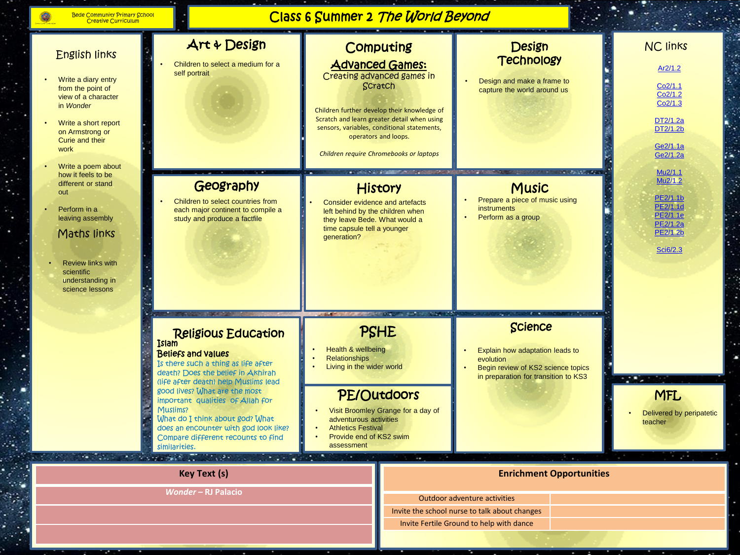Bede Community Primary School
Creative Curriculum

# Class 6 Summer 2 *The World Beyond*

## English links

- Write a diary entry from the point of view of a character in *Wonder*
- Write a short report on Armstrong or Curie and their work
- Write a poem about how it feels to be different or stand out
- Perform in a leaving assembly

## Maths links

- Review links with scientific understanding in science lessons

## Art & Design

- Children to select a medium for a self portrait

## Computing

### Advanced Games:

Creating advanced games in Scratch

Children further develop their knowledge of Scratch and learn greater detail when using sensors, variables, conditional statements, operators and loops.

*Children require Chromebooks or laptops*

## Design Technology

- Design and make a frame to capture the world around us

## NC links

Ar2/1.2

Co2/1.1
Co2/1.2
Co2/1.3

DT2/1.2a
DT2/1.2b

Ge2/1.1a
Ge2/1.2a

Mu2/1.1
Mu2/1.2

PE2/1.1b
PE2/1.1d
PE2/1.1e
PE2/1.2a
PE2/1.2b

Sci6/2.3

## Geography

- Children to select countries from each major continent to compile a study and produce a factfile

## History

- Consider evidence and artefacts left behind by the children when they leave Bede. What would a time capsule tell a younger generation?

## Music

- Prepare a piece of music using instruments
- Perform as a group

## Religious Education

Islam

Beliefs and values

Is there such a thing as life after death? Does the belief in Akhirah (life after death) help Muslims lead good lives? What are the most important qualities of Allah for Muslims?
What do I think about god? What does an encounter with god look like? Compare different recounts to find similarities.

## PSHE

- Health & wellbeing
- Relationships
- Living in the wider world

## PE/Outdoors

- Visit Broomley Grange for a day of adventurous activities
- Athletics Festival
- Provide end of KS2 swim assessment

## Science

- Explain how adaptation leads to evolution
- Begin review of KS2 science topics in preparation for transition to KS3

## MFL

- Delivered by peripatetic teacher

| Key Text (s) |
|---|
| ***Wonder* – RJ Palacio** |
| |
| |

| Enrichment Opportunities | |
|---|---|
| Outdoor adventure activities | |
| Invite the school nurse to talk about changes | |
| Invite Fertile Ground to help with dance | |